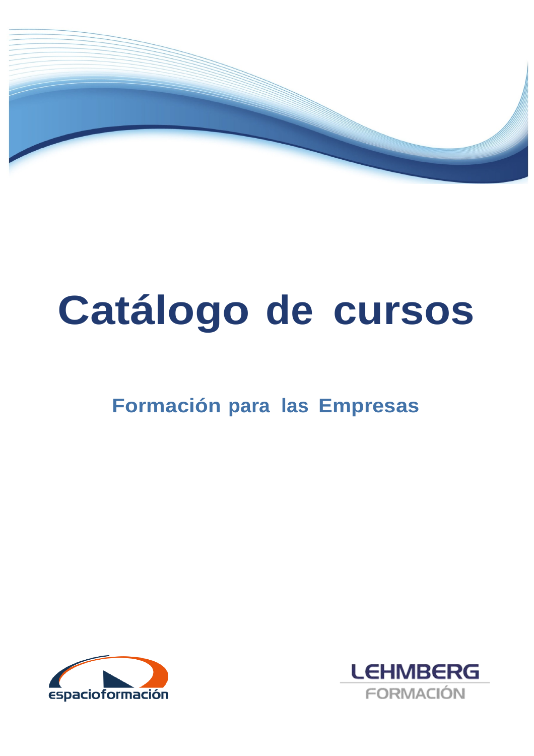# Catálogo de cursos

## Formación para las Empresas

espacioformación

LEHMBERG FORMACIÓN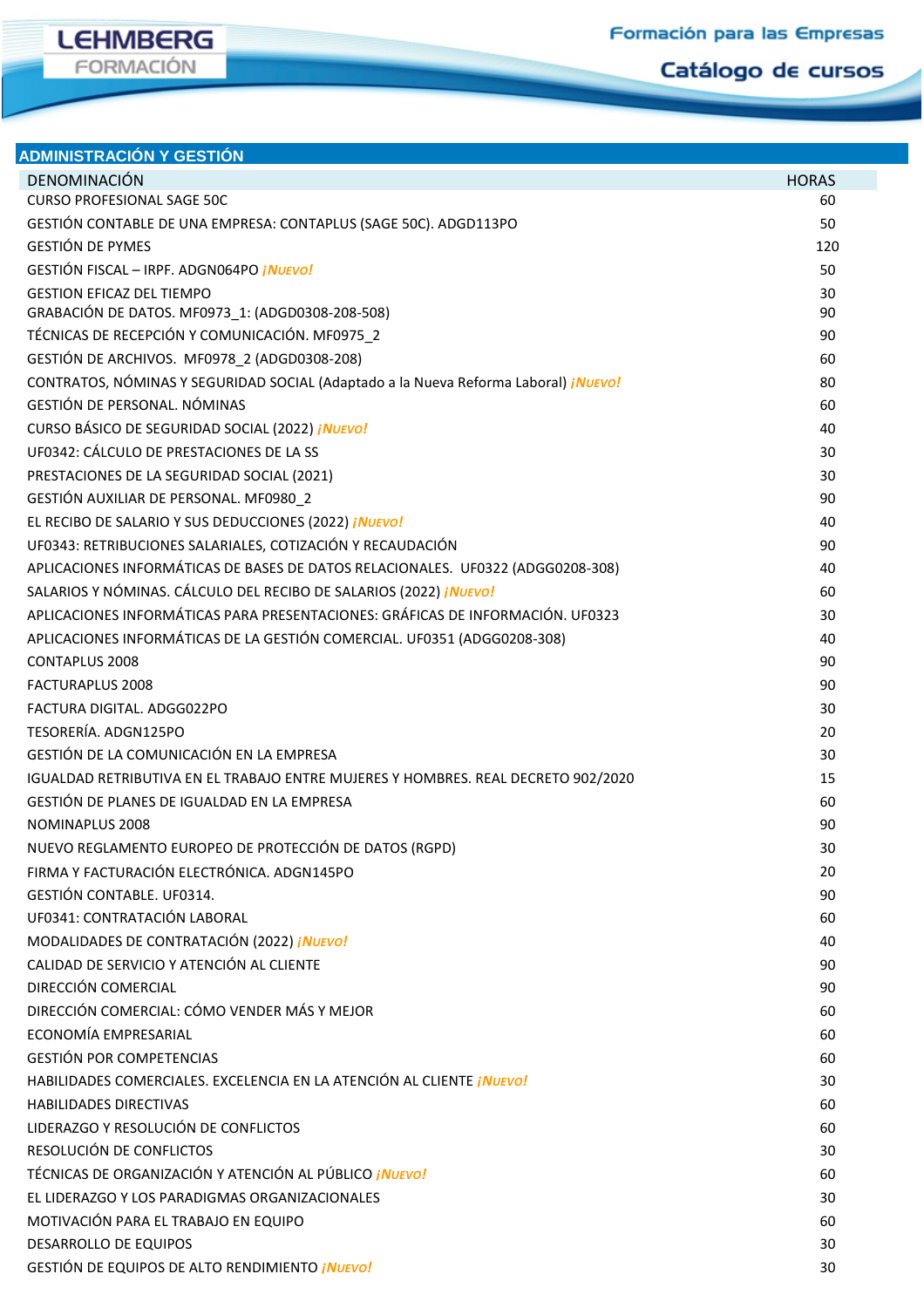## ADMINISTRACIÓN Y GESTIÓN

| DENOMINACIÓN | HORAS |
|---|---|
| CURSO PROFESIONAL SAGE 50C | 60 |
| GESTIÓN CONTABLE DE UNA EMPRESA: CONTAPLUS (SAGE 50C). ADGD113PO | 50 |
| GESTIÓN DE PYMES | 120 |
| GESTIÓN FISCAL – IRPF. ADGN064PO *¡NUEVO!* | 50 |
| GESTION EFICAZ DEL TIEMPO | 30 |
| GRABACIÓN DE DATOS. MF0973_1: (ADGD0308-208-508) | 90 |
| TÉCNICAS DE RECEPCIÓN Y COMUNICACIÓN. MF0975_2 | 90 |
| GESTIÓN DE ARCHIVOS. MF0978_2 (ADGD0308-208) | 60 |
| CONTRATOS, NÓMINAS Y SEGURIDAD SOCIAL (Adaptado a la Nueva Reforma Laboral) *¡NUEVO!* | 80 |
| GESTIÓN DE PERSONAL. NÓMINAS | 60 |
| CURSO BÁSICO DE SEGURIDAD SOCIAL (2022) *¡NUEVO!* | 40 |
| UF0342: CÁLCULO DE PRESTACIONES DE LA SS | 30 |
| PRESTACIONES DE LA SEGURIDAD SOCIAL (2021) | 30 |
| GESTIÓN AUXILIAR DE PERSONAL. MF0980_2 | 90 |
| EL RECIBO DE SALARIO Y SUS DEDUCCIONES (2022) *¡NUEVO!* | 40 |
| UF0343: RETRIBUCIONES SALARIALES, COTIZACIÓN Y RECAUDACIÓN | 90 |
| APLICACIONES INFORMÁTICAS DE BASES DE DATOS RELACIONALES. UF0322 (ADGG0208-308) | 40 |
| SALARIOS Y NÓMINAS. CÁLCULO DEL RECIBO DE SALARIOS (2022) *¡NUEVO!* | 60 |
| APLICACIONES INFORMÁTICAS PARA PRESENTACIONES: GRÁFICAS DE INFORMACIÓN. UF0323 | 30 |
| APLICACIONES INFORMÁTICAS DE LA GESTIÓN COMERCIAL. UF0351 (ADGG0208-308) | 40 |
| CONTAPLUS 2008 | 90 |
| FACTURAPLUS 2008 | 90 |
| FACTURA DIGITAL. ADGG022PO | 30 |
| TESORERÍA. ADGN125PO | 20 |
| GESTIÓN DE LA COMUNICACIÓN EN LA EMPRESA | 30 |
| IGUALDAD RETRIBUTIVA EN EL TRABAJO ENTRE MUJERES Y HOMBRES. REAL DECRETO 902/2020 | 15 |
| GESTIÓN DE PLANES DE IGUALDAD EN LA EMPRESA | 60 |
| NOMINAPLUS 2008 | 90 |
| NUEVO REGLAMENTO EUROPEO DE PROTECCIÓN DE DATOS (RGPD) | 30 |
| FIRMA Y FACTURACIÓN ELECTRÓNICA. ADGN145PO | 20 |
| GESTIÓN CONTABLE. UF0314. | 90 |
| UF0341: CONTRATACIÓN LABORAL | 60 |
| MODALIDADES DE CONTRATACIÓN (2022) *¡NUEVO!* | 40 |
| CALIDAD DE SERVICIO Y ATENCIÓN AL CLIENTE | 90 |
| DIRECCIÓN COMERCIAL | 90 |
| DIRECCIÓN COMERCIAL: CÓMO VENDER MÁS Y MEJOR | 60 |
| ECONOMÍA EMPRESARIAL | 60 |
| GESTIÓN POR COMPETENCIAS | 60 |
| HABILIDADES COMERCIALES. EXCELENCIA EN LA ATENCIÓN AL CLIENTE *¡NUEVO!* | 30 |
| HABILIDADES DIRECTIVAS | 60 |
| LIDERAZGO Y RESOLUCIÓN DE CONFLICTOS | 60 |
| RESOLUCIÓN DE CONFLICTOS | 30 |
| TÉCNICAS DE ORGANIZACIÓN Y ATENCIÓN AL PÚBLICO *¡NUEVO!* | 60 |
| EL LIDERAZGO Y LOS PARADIGMAS ORGANIZACIONALES | 30 |
| MOTIVACIÓN PARA EL TRABAJO EN EQUIPO | 60 |
| DESARROLLO DE EQUIPOS | 30 |
| GESTIÓN DE EQUIPOS DE ALTO RENDIMIENTO *¡NUEVO!* | 30 |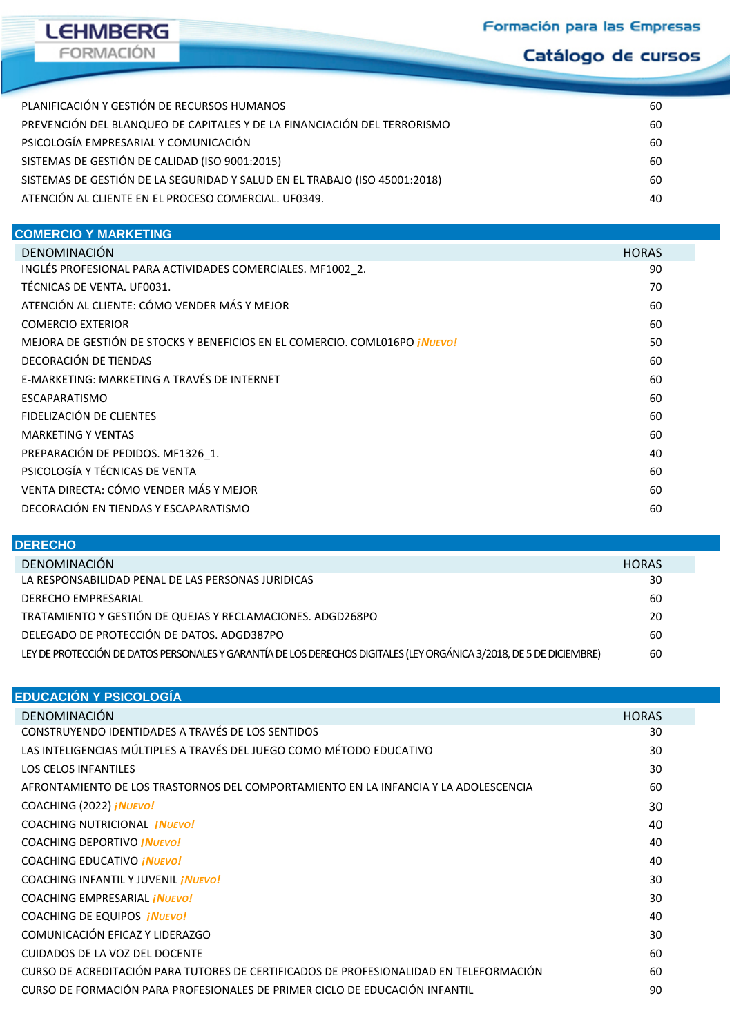| | |
|---|---|
| PLANIFICACIÓN Y GESTIÓN DE RECURSOS HUMANOS | 60 |
| PREVENCIÓN DEL BLANQUEO DE CAPITALES Y DE LA FINANCIACIÓN DEL TERRORISMO | 60 |
| PSICOLOGÍA EMPRESARIAL Y COMUNICACIÓN | 60 |
| SISTEMAS DE GESTIÓN DE CALIDAD (ISO 9001:2015) | 60 |
| SISTEMAS DE GESTIÓN DE LA SEGURIDAD Y SALUD EN EL TRABAJO (ISO 45001:2018) | 60 |
| ATENCIÓN AL CLIENTE EN EL PROCESO COMERCIAL. UF0349. | 40 |

## COMERCIO Y MARKETING

| DENOMINACIÓN | HORAS |
|---|---|
| INGLÉS PROFESIONAL PARA ACTIVIDADES COMERCIALES. MF1002_2. | 90 |
| TÉCNICAS DE VENTA. UF0031. | 70 |
| ATENCIÓN AL CLIENTE: CÓMO VENDER MÁS Y MEJOR | 60 |
| COMERCIO EXTERIOR | 60 |
| MEJORA DE GESTIÓN DE STOCKS Y BENEFICIOS EN EL COMERCIO. COML016PO *¡NUEVO!* | 50 |
| DECORACIÓN DE TIENDAS | 60 |
| E-MARKETING: MARKETING A TRAVÉS DE INTERNET | 60 |
| ESCAPARATISMO | 60 |
| FIDELIZACIÓN DE CLIENTES | 60 |
| MARKETING Y VENTAS | 60 |
| PREPARACIÓN DE PEDIDOS. MF1326_1. | 40 |
| PSICOLOGÍA Y TÉCNICAS DE VENTA | 60 |
| VENTA DIRECTA: CÓMO VENDER MÁS Y MEJOR | 60 |
| DECORACIÓN EN TIENDAS Y ESCAPARATISMO | 60 |

## DERECHO

| DENOMINACIÓN | HORAS |
|---|---|
| LA RESPONSABILIDAD PENAL DE LAS PERSONAS JURIDICAS | 30 |
| DERECHO EMPRESARIAL | 60 |
| TRATAMIENTO Y GESTIÓN DE QUEJAS Y RECLAMACIONES. ADGD268PO | 20 |
| DELEGADO DE PROTECCIÓN DE DATOS. ADGD387PO | 60 |
| LEY DE PROTECCIÓN DE DATOS PERSONALES Y GARANTÍA DE LOS DERECHOS DIGITALES (LEY ORGÁNICA 3/2018, DE 5 DE DICIEMBRE) | 60 |

## EDUCACIÓN Y PSICOLOGÍA

| DENOMINACIÓN | HORAS |
|---|---|
| CONSTRUYENDO IDENTIDADES A TRAVÉS DE LOS SENTIDOS | 30 |
| LAS INTELIGENCIAS MÚLTIPLES A TRAVÉS DEL JUEGO COMO MÉTODO EDUCATIVO | 30 |
| LOS CELOS INFANTILES | 30 |
| AFRONTAMIENTO DE LOS TRASTORNOS DEL COMPORTAMIENTO EN LA INFANCIA Y LA ADOLESCENCIA | 60 |
| COACHING (2022) *¡NUEVO!* | 30 |
| COACHING NUTRICIONAL *¡NUEVO!* | 40 |
| COACHING DEPORTIVO *¡NUEVO!* | 40 |
| COACHING EDUCATIVO *¡NUEVO!* | 40 |
| COACHING INFANTIL Y JUVENIL *¡NUEVO!* | 30 |
| COACHING EMPRESARIAL *¡NUEVO!* | 30 |
| COACHING DE EQUIPOS *¡NUEVO!* | 40 |
| COMUNICACIÓN EFICAZ Y LIDERAZGO | 30 |
| CUIDADOS DE LA VOZ DEL DOCENTE | 60 |
| CURSO DE ACREDITACIÓN PARA TUTORES DE CERTIFICADOS DE PROFESIONALIDAD EN TELEFORMACIÓN | 60 |
| CURSO DE FORMACIÓN PARA PROFESIONALES DE PRIMER CICLO DE EDUCACIÓN INFANTIL | 90 |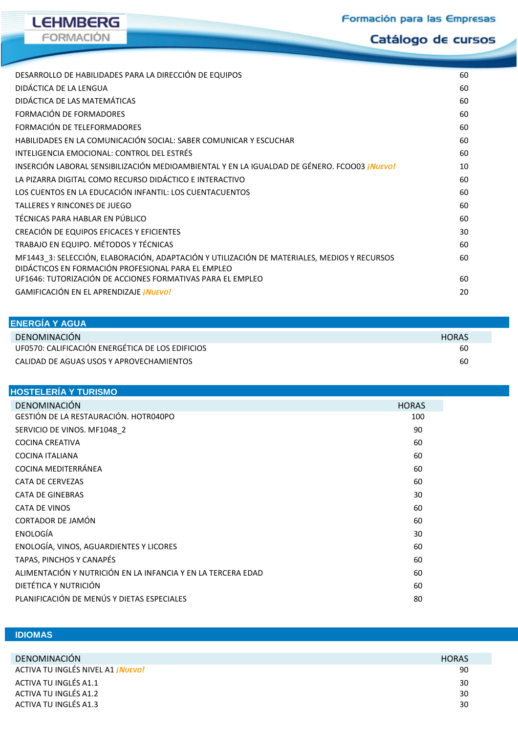| | |
|---|---|
| DESARROLLO DE HABILIDADES PARA LA DIRECCIÓN DE EQUIPOS | 60 |
| DIDÁCTICA DE LA LENGUA | 60 |
| DIDÁCTICA DE LAS MATEMÁTICAS | 60 |
| FORMACIÓN DE FORMADORES | 60 |
| FORMACIÓN DE TELEFORMADORES | 60 |
| HABILIDADES EN LA COMUNICACIÓN SOCIAL: SABER COMUNICAR Y ESCUCHAR | 60 |
| INTELIGENCIA EMOCIONAL: CONTROL DEL ESTRÉS | 60 |
| INSERCIÓN LABORAL SENSIBILIZACIÓN MEDIOAMBIENTAL Y EN LA IGUALDAD DE GÉNERO. FCOO03 ***¡Nuevo!*** | 10 |
| LA PIZARRA DIGITAL COMO RECURSO DIDÁCTICO E INTERACTIVO | 60 |
| LOS CUENTOS EN LA EDUCACIÓN INFANTIL: LOS CUENTACUENTOS | 60 |
| TALLERES Y RINCONES DE JUEGO | 60 |
| TÉCNICAS PARA HABLAR EN PÚBLICO | 60 |
| CREACIÓN DE EQUIPOS EFICACES Y EFICIENTES | 30 |
| TRABAJO EN EQUIPO. MÉTODOS Y TÉCNICAS | 60 |
| MF1443_3: SELECCIÓN, ELABORACIÓN, ADAPTACIÓN Y UTILIZACIÓN DE MATERIALES, MEDIOS Y RECURSOS DIDÁCTICOS EN FORMACIÓN PROFESIONAL PARA EL EMPLEO | 60 |
| UF1646: TUTORIZACIÓN DE ACCIONES FORMATIVAS PARA EL EMPLEO | 60 |
| GAMIFICACIÓN EN EL APRENDIZAJE ***¡Nuevo!*** | 20 |

## ENERGÍA Y AGUA

| DENOMINACIÓN | HORAS |
|---|---|
| UF0570: CALIFICACIÓN ENERGÉTICA DE LOS EDIFICIOS | 60 |
| CALIDAD DE AGUAS USOS Y APROVECHAMIENTOS | 60 |

## HOSTELERÍA Y TURISMO

| DENOMINACIÓN | HORAS |
|---|---|
| GESTIÓN DE LA RESTAURACIÓN. HOTR040PO | 100 |
| SERVICIO DE VINOS. MF1048_2 | 90 |
| COCINA CREATIVA | 60 |
| COCINA ITALIANA | 60 |
| COCINA MEDITERRÁNEA | 60 |
| CATA DE CERVEZAS | 60 |
| CATA DE GINEBRAS | 30 |
| CATA DE VINOS | 60 |
| CORTADOR DE JAMÓN | 60 |
| ENOLOGÍA | 30 |
| ENOLOGÍA, VINOS, AGUARDIENTES Y LICORES | 60 |
| TAPAS, PINCHOS Y CANAPÉS | 60 |
| ALIMENTACIÓN Y NUTRICIÓN EN LA INFANCIA Y EN LA TERCERA EDAD | 60 |
| DIETÉTICA Y NUTRICIÓN | 60 |
| PLANIFICACIÓN DE MENÚS Y DIETAS ESPECIALES | 80 |

## IDIOMAS

| DENOMINACIÓN | HORAS |
|---|---|
| ACTIVA TU INGLÉS NIVEL A1 ***¡Nuevo!*** | 90 |
| ACTIVA TU INGLÉS A1.1 | 30 |
| ACTIVA TU INGLÉS A1.2 | 30 |
| ACTIVA TU INGLÉS A1.3 | 30 |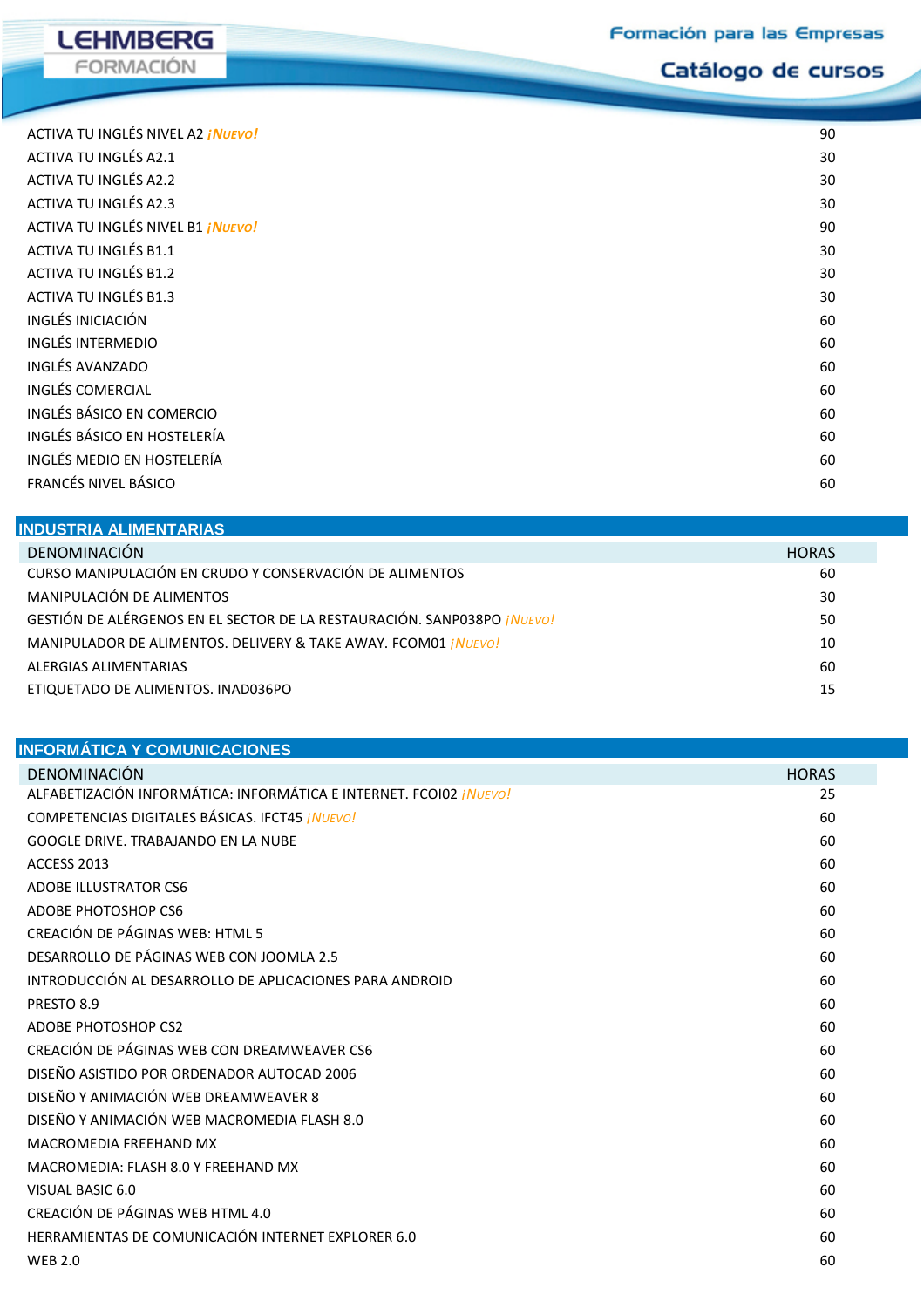| | |
|---|---|
| ACTIVA TU INGLÉS NIVEL A2 *¡NUEVO!* | 90 |
| ACTIVA TU INGLÉS A2.1 | 30 |
| ACTIVA TU INGLÉS A2.2 | 30 |
| ACTIVA TU INGLÉS A2.3 | 30 |
| ACTIVA TU INGLÉS NIVEL B1 *¡NUEVO!* | 90 |
| ACTIVA TU INGLÉS B1.1 | 30 |
| ACTIVA TU INGLÉS B1.2 | 30 |
| ACTIVA TU INGLÉS B1.3 | 30 |
| INGLÉS INICIACIÓN | 60 |
| INGLÉS INTERMEDIO | 60 |
| INGLÉS AVANZADO | 60 |
| INGLÉS COMERCIAL | 60 |
| INGLÉS BÁSICO EN COMERCIO | 60 |
| INGLÉS BÁSICO EN HOSTELERÍA | 60 |
| INGLÉS MEDIO EN HOSTELERÍA | 60 |
| FRANCÉS NIVEL BÁSICO | 60 |

## INDUSTRIA ALIMENTARIAS

| DENOMINACIÓN | HORAS |
|---|---|
| CURSO MANIPULACIÓN EN CRUDO Y CONSERVACIÓN DE ALIMENTOS | 60 |
| MANIPULACIÓN DE ALIMENTOS | 30 |
| GESTIÓN DE ALÉRGENOS EN EL SECTOR DE LA RESTAURACIÓN. SANP038PO *¡NUEVO!* | 50 |
| MANIPULADOR DE ALIMENTOS. DELIVERY & TAKE AWAY. FCOM01 *¡NUEVO!* | 10 |
| ALERGIAS ALIMENTARIAS | 60 |
| ETIQUETADO DE ALIMENTOS. INAD036PO | 15 |

## INFORMÁTICA Y COMUNICACIONES

| DENOMINACIÓN | HORAS |
|---|---|
| ALFABETIZACIÓN INFORMÁTICA: INFORMÁTICA E INTERNET. FCOI02 *¡NUEVO!* | 25 |
| COMPETENCIAS DIGITALES BÁSICAS. IFCT45 *¡NUEVO!* | 60 |
| GOOGLE DRIVE. TRABAJANDO EN LA NUBE | 60 |
| ACCESS 2013 | 60 |
| ADOBE ILLUSTRATOR CS6 | 60 |
| ADOBE PHOTOSHOP CS6 | 60 |
| CREACIÓN DE PÁGINAS WEB: HTML 5 | 60 |
| DESARROLLO DE PÁGINAS WEB CON JOOMLA 2.5 | 60 |
| INTRODUCCIÓN AL DESARROLLO DE APLICACIONES PARA ANDROID | 60 |
| PRESTO 8.9 | 60 |
| ADOBE PHOTOSHOP CS2 | 60 |
| CREACIÓN DE PÁGINAS WEB CON DREAMWEAVER CS6 | 60 |
| DISEÑO ASISTIDO POR ORDENADOR AUTOCAD 2006 | 60 |
| DISEÑO Y ANIMACIÓN WEB DREAMWEAVER 8 | 60 |
| DISEÑO Y ANIMACIÓN WEB MACROMEDIA FLASH 8.0 | 60 |
| MACROMEDIA FREEHAND MX | 60 |
| MACROMEDIA: FLASH 8.0 Y FREEHAND MX | 60 |
| VISUAL BASIC 6.0 | 60 |
| CREACIÓN DE PÁGINAS WEB HTML 4.0 | 60 |
| HERRAMIENTAS DE COMUNICACIÓN INTERNET EXPLORER 6.0 | 60 |
| WEB 2.0 | 60 |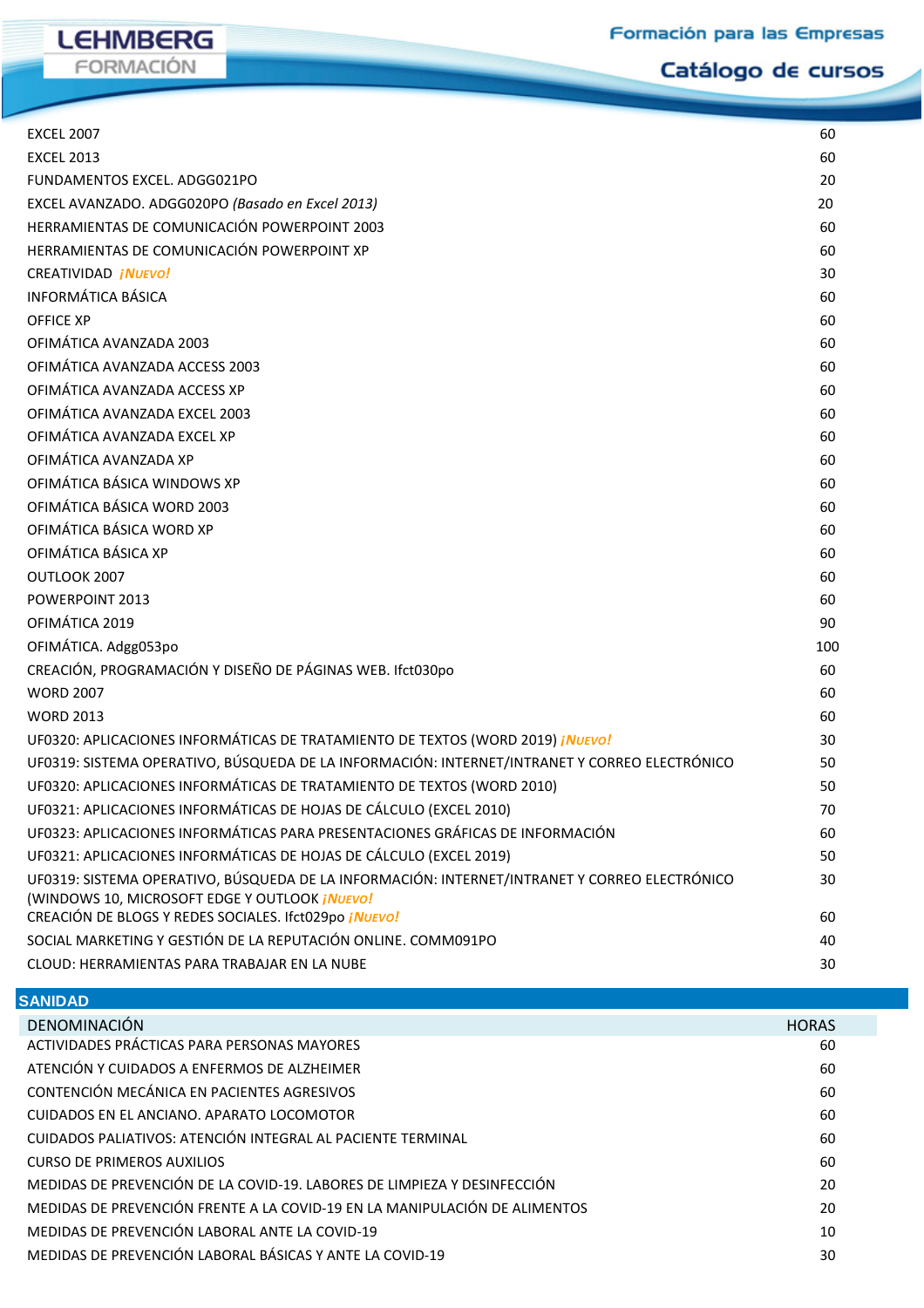| | |
|---|---|
| EXCEL 2007 | 60 |
| EXCEL 2013 | 60 |
| FUNDAMENTOS EXCEL. ADGG021PO | 20 |
| EXCEL AVANZADO. ADGG020PO *(Basado en Excel 2013)* | 20 |
| HERRAMIENTAS DE COMUNICACIÓN POWERPOINT 2003 | 60 |
| HERRAMIENTAS DE COMUNICACIÓN POWERPOINT XP | 60 |
| CREATIVIDAD ***¡NUEVO!*** | 30 |
| INFORMÁTICA BÁSICA | 60 |
| OFFICE XP | 60 |
| OFIMÁTICA AVANZADA 2003 | 60 |
| OFIMÁTICA AVANZADA ACCESS 2003 | 60 |
| OFIMÁTICA AVANZADA ACCESS XP | 60 |
| OFIMÁTICA AVANZADA EXCEL 2003 | 60 |
| OFIMÁTICA AVANZADA EXCEL XP | 60 |
| OFIMÁTICA AVANZADA XP | 60 |
| OFIMÁTICA BÁSICA WINDOWS XP | 60 |
| OFIMÁTICA BÁSICA WORD 2003 | 60 |
| OFIMÁTICA BÁSICA WORD XP | 60 |
| OFIMÁTICA BÁSICA XP | 60 |
| OUTLOOK 2007 | 60 |
| POWERPOINT 2013 | 60 |
| OFIMÁTICA 2019 | 90 |
| OFIMÁTICA. Adgg053po | 100 |
| CREACIÓN, PROGRAMACIÓN Y DISEÑO DE PÁGINAS WEB. Ifct030po | 60 |
| WORD 2007 | 60 |
| WORD 2013 | 60 |
| UF0320: APLICACIONES INFORMÁTICAS DE TRATAMIENTO DE TEXTOS (WORD 2019) ***¡NUEVO!*** | 30 |
| UF0319: SISTEMA OPERATIVO, BÚSQUEDA DE LA INFORMACIÓN: INTERNET/INTRANET Y CORREO ELECTRÓNICO | 50 |
| UF0320: APLICACIONES INFORMÁTICAS DE TRATAMIENTO DE TEXTOS (WORD 2010) | 50 |
| UF0321: APLICACIONES INFORMÁTICAS DE HOJAS DE CÁLCULO (EXCEL 2010) | 70 |
| UF0323: APLICACIONES INFORMÁTICAS PARA PRESENTACIONES GRÁFICAS DE INFORMACIÓN | 60 |
| UF0321: APLICACIONES INFORMÁTICAS DE HOJAS DE CÁLCULO (EXCEL 2019) | 50 |
| UF0319: SISTEMA OPERATIVO, BÚSQUEDA DE LA INFORMACIÓN: INTERNET/INTRANET Y CORREO ELECTRÓNICO (WINDOWS 10, MICROSOFT EDGE Y OUTLOOK ***¡NUEVO!*** | 30 |
| CREACIÓN DE BLOGS Y REDES SOCIALES. Ifct029po ***¡NUEVO!*** | 60 |
| SOCIAL MARKETING Y GESTIÓN DE LA REPUTACIÓN ONLINE. COMM091PO | 40 |
| CLOUD: HERRAMIENTAS PARA TRABAJAR EN LA NUBE | 30 |

## SANIDAD

| DENOMINACIÓN | HORAS |
|---|---|
| ACTIVIDADES PRÁCTICAS PARA PERSONAS MAYORES | 60 |
| ATENCIÓN Y CUIDADOS A ENFERMOS DE ALZHEIMER | 60 |
| CONTENCIÓN MECÁNICA EN PACIENTES AGRESIVOS | 60 |
| CUIDADOS EN EL ANCIANO. APARATO LOCOMOTOR | 60 |
| CUIDADOS PALIATIVOS: ATENCIÓN INTEGRAL AL PACIENTE TERMINAL | 60 |
| CURSO DE PRIMEROS AUXILIOS | 60 |
| MEDIDAS DE PREVENCIÓN DE LA COVID-19. LABORES DE LIMPIEZA Y DESINFECCIÓN | 20 |
| MEDIDAS DE PREVENCIÓN FRENTE A LA COVID-19 EN LA MANIPULACIÓN DE ALIMENTOS | 20 |
| MEDIDAS DE PREVENCIÓN LABORAL ANTE LA COVID-19 | 10 |
| MEDIDAS DE PREVENCIÓN LABORAL BÁSICAS Y ANTE LA COVID-19 | 30 |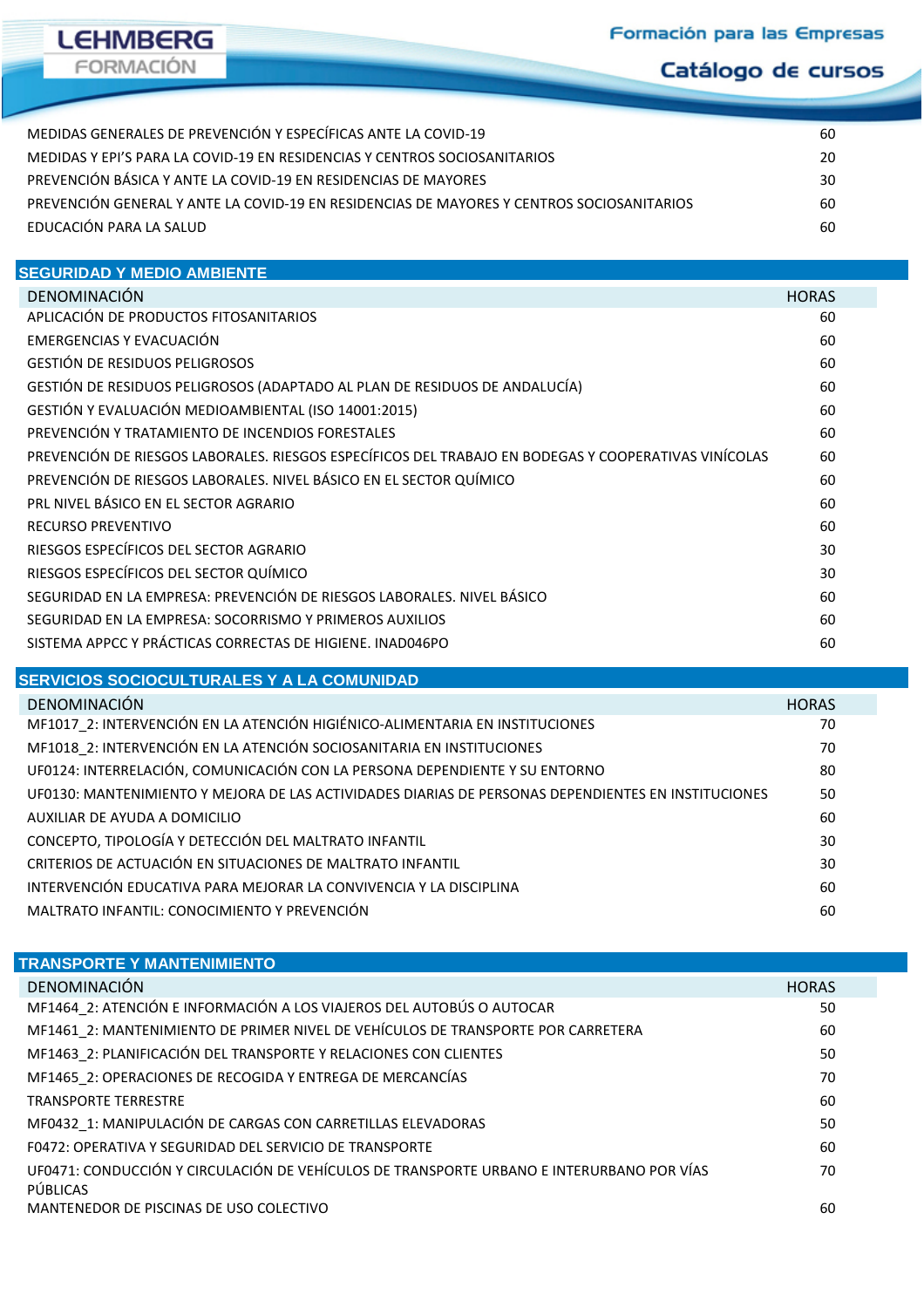| | |
|---|---|
| MEDIDAS GENERALES DE PREVENCIÓN Y ESPECÍFICAS ANTE LA COVID-19 | 60 |
| MEDIDAS Y EPI'S PARA LA COVID-19 EN RESIDENCIAS Y CENTROS SOCIOSANITARIOS | 20 |
| PREVENCIÓN BÁSICA Y ANTE LA COVID-19 EN RESIDENCIAS DE MAYORES | 30 |
| PREVENCIÓN GENERAL Y ANTE LA COVID-19 EN RESIDENCIAS DE MAYORES Y CENTROS SOCIOSANITARIOS | 60 |
| EDUCACIÓN PARA LA SALUD | 60 |

## SEGURIDAD Y MEDIO AMBIENTE

| DENOMINACIÓN | HORAS |
|---|---|
| APLICACIÓN DE PRODUCTOS FITOSANITARIOS | 60 |
| EMERGENCIAS Y EVACUACIÓN | 60 |
| GESTIÓN DE RESIDUOS PELIGROSOS | 60 |
| GESTIÓN DE RESIDUOS PELIGROSOS (ADAPTADO AL PLAN DE RESIDUOS DE ANDALUCÍA) | 60 |
| GESTIÓN Y EVALUACIÓN MEDIOAMBIENTAL (ISO 14001:2015) | 60 |
| PREVENCIÓN Y TRATAMIENTO DE INCENDIOS FORESTALES | 60 |
| PREVENCIÓN DE RIESGOS LABORALES. RIESGOS ESPECÍFICOS DEL TRABAJO EN BODEGAS Y COOPERATIVAS VINÍCOLAS | 60 |
| PREVENCIÓN DE RIESGOS LABORALES. NIVEL BÁSICO EN EL SECTOR QUÍMICO | 60 |
| PRL NIVEL BÁSICO EN EL SECTOR AGRARIO | 60 |
| RECURSO PREVENTIVO | 60 |
| RIESGOS ESPECÍFICOS DEL SECTOR AGRARIO | 30 |
| RIESGOS ESPECÍFICOS DEL SECTOR QUÍMICO | 30 |
| SEGURIDAD EN LA EMPRESA: PREVENCIÓN DE RIESGOS LABORALES. NIVEL BÁSICO | 60 |
| SEGURIDAD EN LA EMPRESA: SOCORRISMO Y PRIMEROS AUXILIOS | 60 |
| SISTEMA APPCC Y PRÁCTICAS CORRECTAS DE HIGIENE. INAD046PO | 60 |

## SERVICIOS SOCIOCULTURALES Y A LA COMUNIDAD

| DENOMINACIÓN | HORAS |
|---|---|
| MF1017_2: INTERVENCIÓN EN LA ATENCIÓN HIGIÉNICO-ALIMENTARIA EN INSTITUCIONES | 70 |
| MF1018_2: INTERVENCIÓN EN LA ATENCIÓN SOCIOSANITARIA EN INSTITUCIONES | 70 |
| UF0124: INTERRELACIÓN, COMUNICACIÓN CON LA PERSONA DEPENDIENTE Y SU ENTORNO | 80 |
| UF0130: MANTENIMIENTO Y MEJORA DE LAS ACTIVIDADES DIARIAS DE PERSONAS DEPENDIENTES EN INSTITUCIONES | 50 |
| AUXILIAR DE AYUDA A DOMICILIO | 60 |
| CONCEPTO, TIPOLOGÍA Y DETECCIÓN DEL MALTRATO INFANTIL | 30 |
| CRITERIOS DE ACTUACIÓN EN SITUACIONES DE MALTRATO INFANTIL | 30 |
| INTERVENCIÓN EDUCATIVA PARA MEJORAR LA CONVIVENCIA Y LA DISCIPLINA | 60 |
| MALTRATO INFANTIL: CONOCIMIENTO Y PREVENCIÓN | 60 |

## TRANSPORTE Y MANTENIMIENTO

| DENOMINACIÓN | HORAS |
|---|---|
| MF1464_2: ATENCIÓN E INFORMACIÓN A LOS VIAJEROS DEL AUTOBÚS O AUTOCAR | 50 |
| MF1461_2: MANTENIMIENTO DE PRIMER NIVEL DE VEHÍCULOS DE TRANSPORTE POR CARRETERA | 60 |
| MF1463_2: PLANIFICACIÓN DEL TRANSPORTE Y RELACIONES CON CLIENTES | 50 |
| MF1465_2: OPERACIONES DE RECOGIDA Y ENTREGA DE MERCANCÍAS | 70 |
| TRANSPORTE TERRESTRE | 60 |
| MF0432_1: MANIPULACIÓN DE CARGAS CON CARRETILLAS ELEVADORAS | 50 |
| F0472: OPERATIVA Y SEGURIDAD DEL SERVICIO DE TRANSPORTE | 60 |
| UF0471: CONDUCCIÓN Y CIRCULACIÓN DE VEHÍCULOS DE TRANSPORTE URBANO E INTERURBANO POR VÍAS PÚBLICAS | 70 |
| MANTENEDOR DE PISCINAS DE USO COLECTIVO | 60 |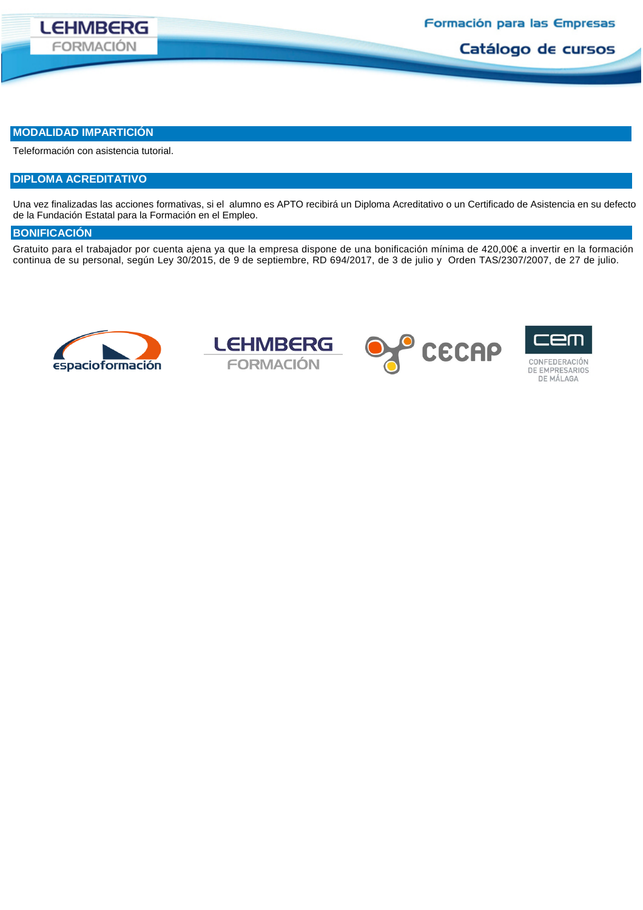## MODALIDAD IMPARTICIÓN

Teleformación con asistencia tutorial.

## DIPLOMA ACREDITATIVO

Una vez finalizadas las acciones formativas, si el alumno es APTO recibirá un Diploma Acreditativo o un Certificado de Asistencia en su defecto de la Fundación Estatal para la Formación en el Empleo.

## BONIFICACIÓN

Gratuito para el trabajador por cuenta ajena ya que la empresa dispone de una bonificación mínima de 420,00€ a invertir en la formación continua de su personal, según Ley 30/2015, de 9 de septiembre, RD 694/2017, de 3 de julio y Orden TAS/2307/2007, de 27 de julio.